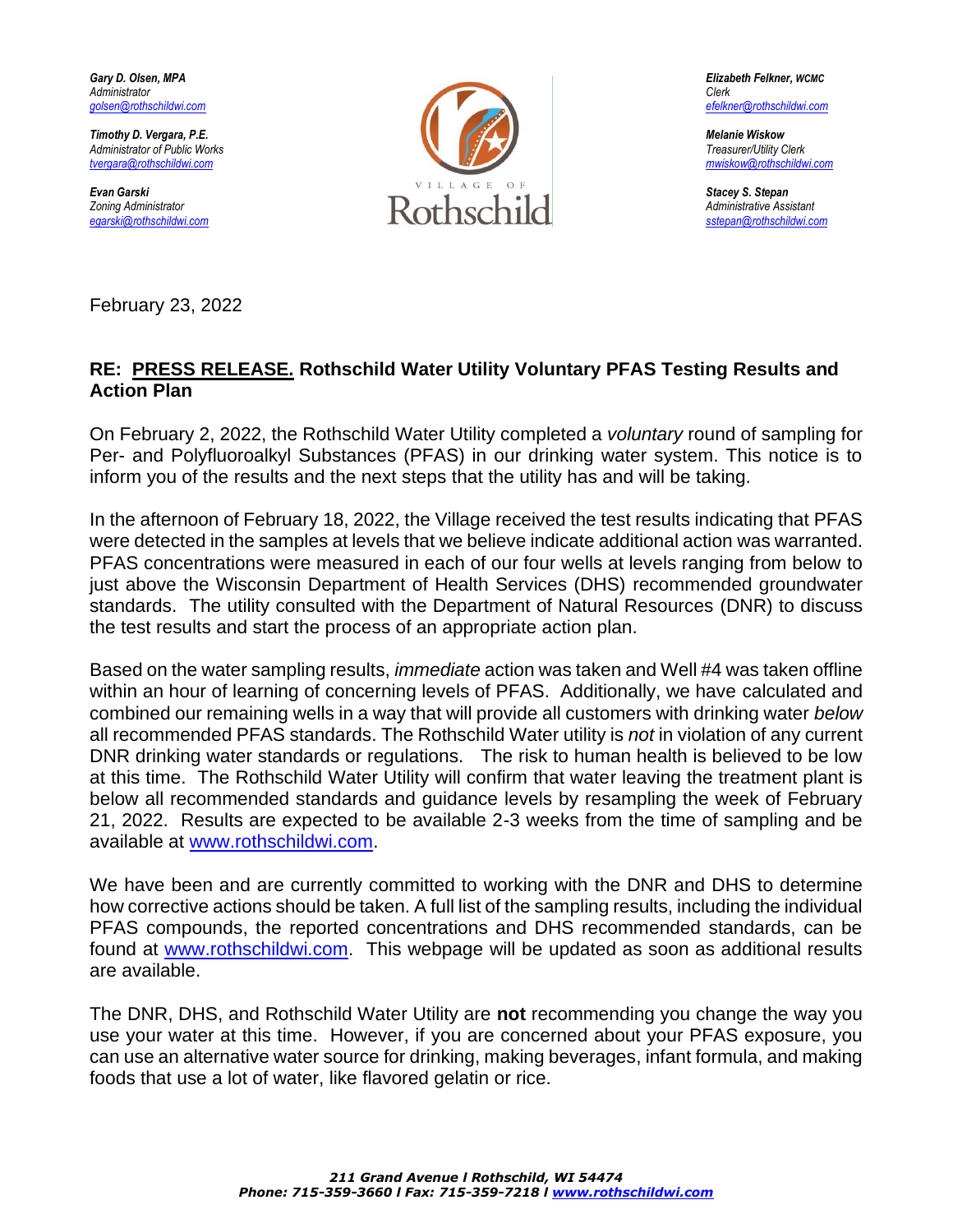*Gary D. Olsen, MPA*
*Administrator*
*golsen@rothschildwi.com*

*Timothy D. Vergara, P.E.*
*Administrator of Public Works*
*tvergara@rothschildwi.com*

*Evan Garski*
*Zoning Administrator*
*egarski@rothschildwi.com*

VILLAGE OF
Rothschild

*Elizabeth Felkner, WCMC*
*Clerk*
*efelkner@rothschildwi.com*

*Melanie Wiskow*
*Treasurer/Utility Clerk*
*mwiskow@rothschildwi.com*

*Stacey S. Stepan*
*Administrative Assistant*
*sstepan@rothschildwi.com*

February 23, 2022

**RE: PRESS RELEASE. Rothschild Water Utility Voluntary PFAS Testing Results and Action Plan**

On February 2, 2022, the Rothschild Water Utility completed a *voluntary* round of sampling for Per- and Polyfluoroalkyl Substances (PFAS) in our drinking water system. This notice is to inform you of the results and the next steps that the utility has and will be taking.

In the afternoon of February 18, 2022, the Village received the test results indicating that PFAS were detected in the samples at levels that we believe indicate additional action was warranted. PFAS concentrations were measured in each of our four wells at levels ranging from below to just above the Wisconsin Department of Health Services (DHS) recommended groundwater standards. The utility consulted with the Department of Natural Resources (DNR) to discuss the test results and start the process of an appropriate action plan.

Based on the water sampling results, *immediate* action was taken and Well #4 was taken offline within an hour of learning of concerning levels of PFAS. Additionally, we have calculated and combined our remaining wells in a way that will provide all customers with drinking water *below* all recommended PFAS standards. The Rothschild Water utility is *not* in violation of any current DNR drinking water standards or regulations. The risk to human health is believed to be low at this time. The Rothschild Water Utility will confirm that water leaving the treatment plant is below all recommended standards and guidance levels by resampling the week of February 21, 2022. Results are expected to be available 2-3 weeks from the time of sampling and be available at www.rothschildwi.com.

We have been and are currently committed to working with the DNR and DHS to determine how corrective actions should be taken. A full list of the sampling results, including the individual PFAS compounds, the reported concentrations and DHS recommended standards, can be found at www.rothschildwi.com. This webpage will be updated as soon as additional results are available.

The DNR, DHS, and Rothschild Water Utility are **not** recommending you change the way you use your water at this time. However, if you are concerned about your PFAS exposure, you can use an alternative water source for drinking, making beverages, infant formula, and making foods that use a lot of water, like flavored gelatin or rice.

***211 Grand Avenue l Rothschild, WI 54474***
***Phone: 715-359-3660 l Fax: 715-359-7218 l www.rothschildwi.com***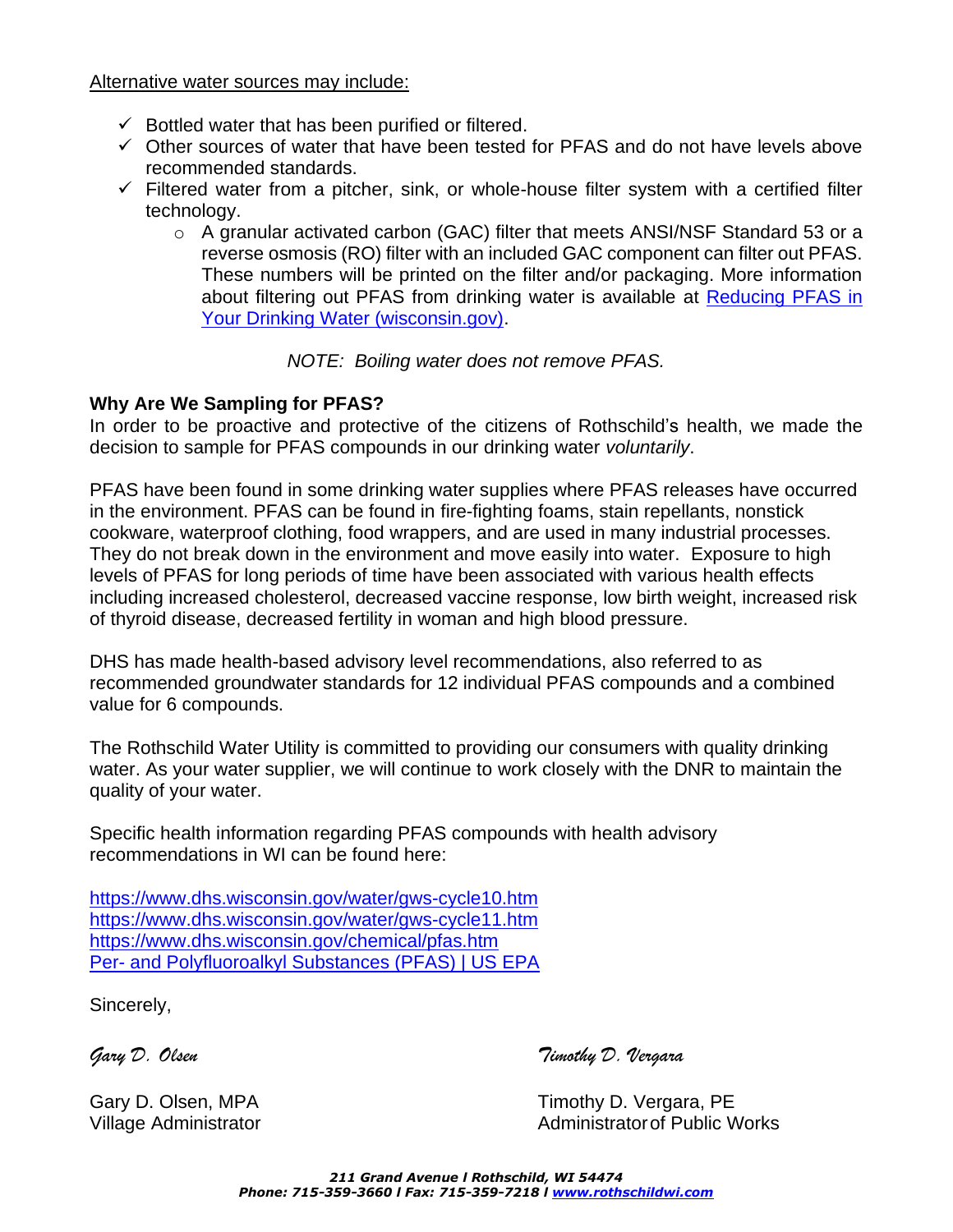Alternative water sources may include:

- ✓ Bottled water that has been purified or filtered.
- ✓ Other sources of water that have been tested for PFAS and do not have levels above recommended standards.
- ✓ Filtered water from a pitcher, sink, or whole-house filter system with a certified filter technology.
  - A granular activated carbon (GAC) filter that meets ANSI/NSF Standard 53 or a reverse osmosis (RO) filter with an included GAC component can filter out PFAS. These numbers will be printed on the filter and/or packaging. More information about filtering out PFAS from drinking water is available at [Reducing PFAS in Your Drinking Water (wisconsin.gov)](Reducing PFAS in Your Drinking Water (wisconsin.gov)).

*NOTE: Boiling water does not remove PFAS.*

**Why Are We Sampling for PFAS?**

In order to be proactive and protective of the citizens of Rothschild's health, we made the decision to sample for PFAS compounds in our drinking water *voluntarily*.

PFAS have been found in some drinking water supplies where PFAS releases have occurred in the environment. PFAS can be found in fire-fighting foams, stain repellants, nonstick cookware, waterproof clothing, food wrappers, and are used in many industrial processes. They do not break down in the environment and move easily into water. Exposure to high levels of PFAS for long periods of time have been associated with various health effects including increased cholesterol, decreased vaccine response, low birth weight, increased risk of thyroid disease, decreased fertility in woman and high blood pressure.

DHS has made health-based advisory level recommendations, also referred to as recommended groundwater standards for 12 individual PFAS compounds and a combined value for 6 compounds.

The Rothschild Water Utility is committed to providing our consumers with quality drinking water. As your water supplier, we will continue to work closely with the DNR to maintain the quality of your water.

Specific health information regarding PFAS compounds with health advisory recommendations in WI can be found here:

https://www.dhs.wisconsin.gov/water/gws-cycle10.htm
https://www.dhs.wisconsin.gov/water/gws-cycle11.htm
https://www.dhs.wisconsin.gov/chemical/pfas.htm
Per- and Polyfluoroalkyl Substances (PFAS) | US EPA

Sincerely,

*Gary D. Olsen*

Gary D. Olsen, MPA
Village Administrator

*Timothy D. Vergara*

Timothy D. Vergara, PE
Administrator of Public Works

***211 Grand Avenue l Rothschild, WI 54474***
***Phone: 715-359-3660 l Fax: 715-359-7218 l www.rothschildwi.com***